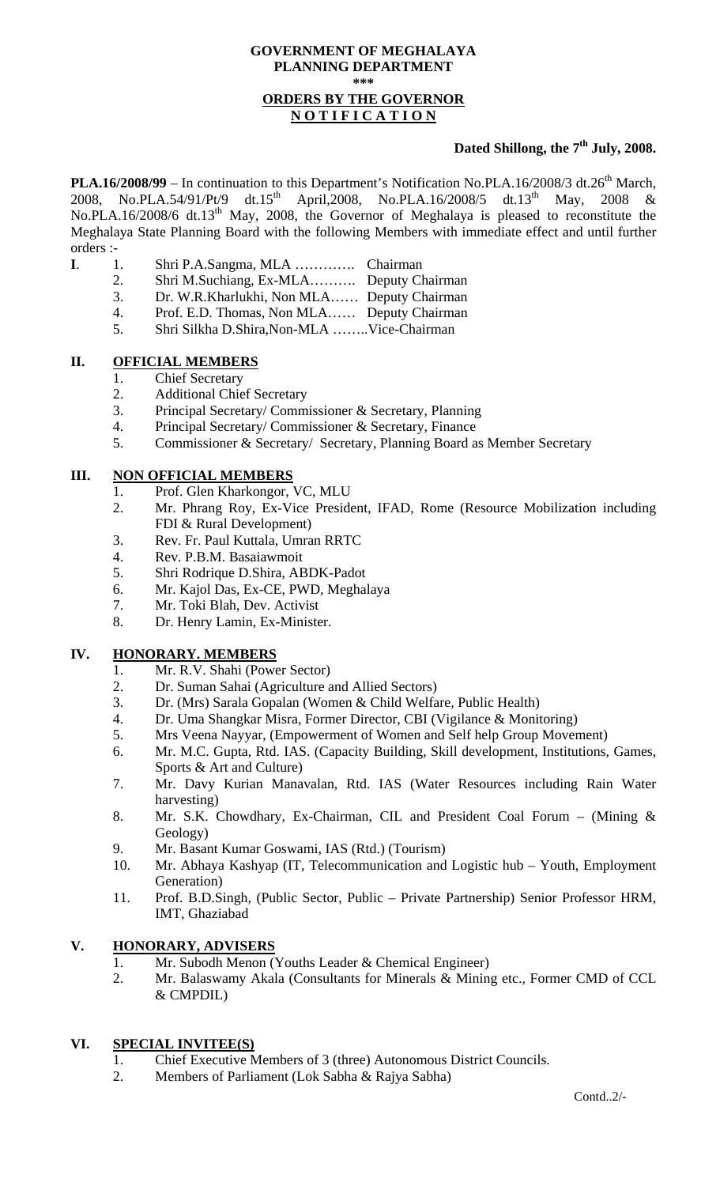**GOVERNMENT OF MEGHALAYA**
**PLANNING DEPARTMENT**
**\*\*\***
**ORDERS BY THE GOVERNOR**
**N O T I F I C A T I O N**

**Dated Shillong, the 7th July, 2008.**

**PLA.16/2008/99** – In continuation to this Department's Notification No.PLA.16/2008/3 dt.26th March, 2008, No.PLA.54/91/Pt/9 dt.15th April,2008, No.PLA.16/2008/5 dt.13th May, 2008 & No.PLA.16/2008/6 dt.13th May, 2008, the Governor of Meghalaya is pleased to reconstitute the Meghalaya State Planning Board with the following Members with immediate effect and until further orders :-

**I**.
1. Shri P.A.Sangma, MLA …………. Chairman
2. Shri M.Suchiang, Ex-MLA………. Deputy Chairman
3. Dr. W.R.Kharlukhi, Non MLA…… Deputy Chairman
4. Prof. E.D. Thomas, Non MLA…… Deputy Chairman
5. Shri Silkha D.Shira,Non-MLA ……..Vice-Chairman

## II. OFFICIAL MEMBERS

1. Chief Secretary
2. Additional Chief Secretary
3. Principal Secretary/ Commissioner & Secretary, Planning
4. Principal Secretary/ Commissioner & Secretary, Finance
5. Commissioner & Secretary/ Secretary, Planning Board as Member Secretary

## III. NON OFFICIAL MEMBERS

1. Prof. Glen Kharkongor, VC, MLU
2. Mr. Phrang Roy, Ex-Vice President, IFAD, Rome (Resource Mobilization including FDI & Rural Development)
3. Rev. Fr. Paul Kuttala, Umran RRTC
4. Rev. P.B.M. Basaiawmoit
5. Shri Rodrique D.Shira, ABDK-Padot
6. Mr. Kajol Das, Ex-CE, PWD, Meghalaya
7. Mr. Toki Blah, Dev. Activist
8. Dr. Henry Lamin, Ex-Minister.

## IV. HONORARY. MEMBERS

1. Mr. R.V. Shahi (Power Sector)
2. Dr. Suman Sahai (Agriculture and Allied Sectors)
3. Dr. (Mrs) Sarala Gopalan (Women & Child Welfare, Public Health)
4. Dr. Uma Shangkar Misra, Former Director, CBI (Vigilance & Monitoring)
5. Mrs Veena Nayyar, (Empowerment of Women and Self help Group Movement)
6. Mr. M.C. Gupta, Rtd. IAS. (Capacity Building, Skill development, Institutions, Games, Sports & Art and Culture)
7. Mr. Davy Kurian Manavalan, Rtd. IAS (Water Resources including Rain Water harvesting)
8. Mr. S.K. Chowdhary, Ex-Chairman, CIL and President Coal Forum – (Mining & Geology)
9. Mr. Basant Kumar Goswami, IAS (Rtd.) (Tourism)
10. Mr. Abhaya Kashyap (IT, Telecommunication and Logistic hub – Youth, Employment Generation)
11. Prof. B.D.Singh, (Public Sector, Public – Private Partnership) Senior Professor HRM, IMT, Ghaziabad

## V. HONORARY, ADVISERS

1. Mr. Subodh Menon (Youths Leader & Chemical Engineer)
2. Mr. Balaswamy Akala (Consultants for Minerals & Mining etc., Former CMD of CCL & CMPDIL)

## VI. SPECIAL INVITEE(S)

1. Chief Executive Members of 3 (three) Autonomous District Councils.
2. Members of Parliament (Lok Sabha & Rajya Sabha)

Contd..2/-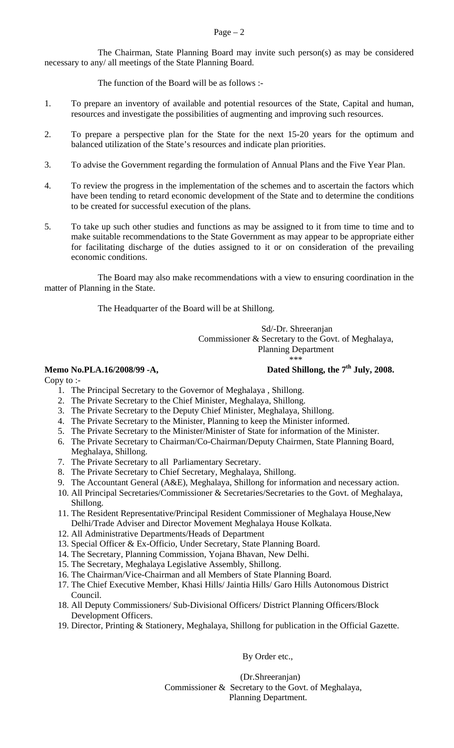The Chairman, State Planning Board may invite such person(s) as may be considered necessary to any/ all meetings of the State Planning Board.

The function of the Board will be as follows :-

1. To prepare an inventory of available and potential resources of the State, Capital and human, resources and investigate the possibilities of augmenting and improving such resources.

2. To prepare a perspective plan for the State for the next 15-20 years for the optimum and balanced utilization of the State's resources and indicate plan priorities.

3. To advise the Government regarding the formulation of Annual Plans and the Five Year Plan.

4. To review the progress in the implementation of the schemes and to ascertain the factors which have been tending to retard economic development of the State and to determine the conditions to be created for successful execution of the plans.

5. To take up such other studies and functions as may be assigned to it from time to time and to make suitable recommendations to the State Government as may appear to be appropriate either for facilitating discharge of the duties assigned to it or on consideration of the prevailing economic conditions.

The Board may also make recommendations with a view to ensuring coordination in the matter of Planning in the State.

The Headquarter of the Board will be at Shillong.

Sd/-Dr. Shreeranjan
Commissioner & Secretary to the Govt. of Meghalaya,
Planning Department

\*\*\*

**Memo No.PLA.16/2008/99 -A,** **Dated Shillong, the 7th July, 2008.**

Copy to :-

1. The Principal Secretary to the Governor of Meghalaya , Shillong.
2. The Private Secretary to the Chief Minister, Meghalaya, Shillong.
3. The Private Secretary to the Deputy Chief Minister, Meghalaya, Shillong.
4. The Private Secretary to the Minister, Planning to keep the Minister informed.
5. The Private Secretary to the Minister/Minister of State for information of the Minister.
6. The Private Secretary to Chairman/Co-Chairman/Deputy Chairmen, State Planning Board, Meghalaya, Shillong.
7. The Private Secretary to all Parliamentary Secretary.
8. The Private Secretary to Chief Secretary, Meghalaya, Shillong.
9. The Accountant General (A&E), Meghalaya, Shillong for information and necessary action.
10. All Principal Secretaries/Commissioner & Secretaries/Secretaries to the Govt. of Meghalaya, Shillong.
11. The Resident Representative/Principal Resident Commissioner of Meghalaya House,New Delhi/Trade Adviser and Director Movement Meghalaya House Kolkata.
12. All Administrative Departments/Heads of Department
13. Special Officer & Ex-Officio, Under Secretary, State Planning Board.
14. The Secretary, Planning Commission, Yojana Bhavan, New Delhi.
15. The Secretary, Meghalaya Legislative Assembly, Shillong.
16. The Chairman/Vice-Chairman and all Members of State Planning Board.
17. The Chief Executive Member, Khasi Hills/ Jaintia Hills/ Garo Hills Autonomous District Council.
18. All Deputy Commissioners/ Sub-Divisional Officers/ District Planning Officers/Block Development Officers.
19. Director, Printing & Stationery, Meghalaya, Shillong for publication in the Official Gazette.

By Order etc.,

(Dr.Shreeranjan)
Commissioner & Secretary to the Govt. of Meghalaya,
Planning Department.